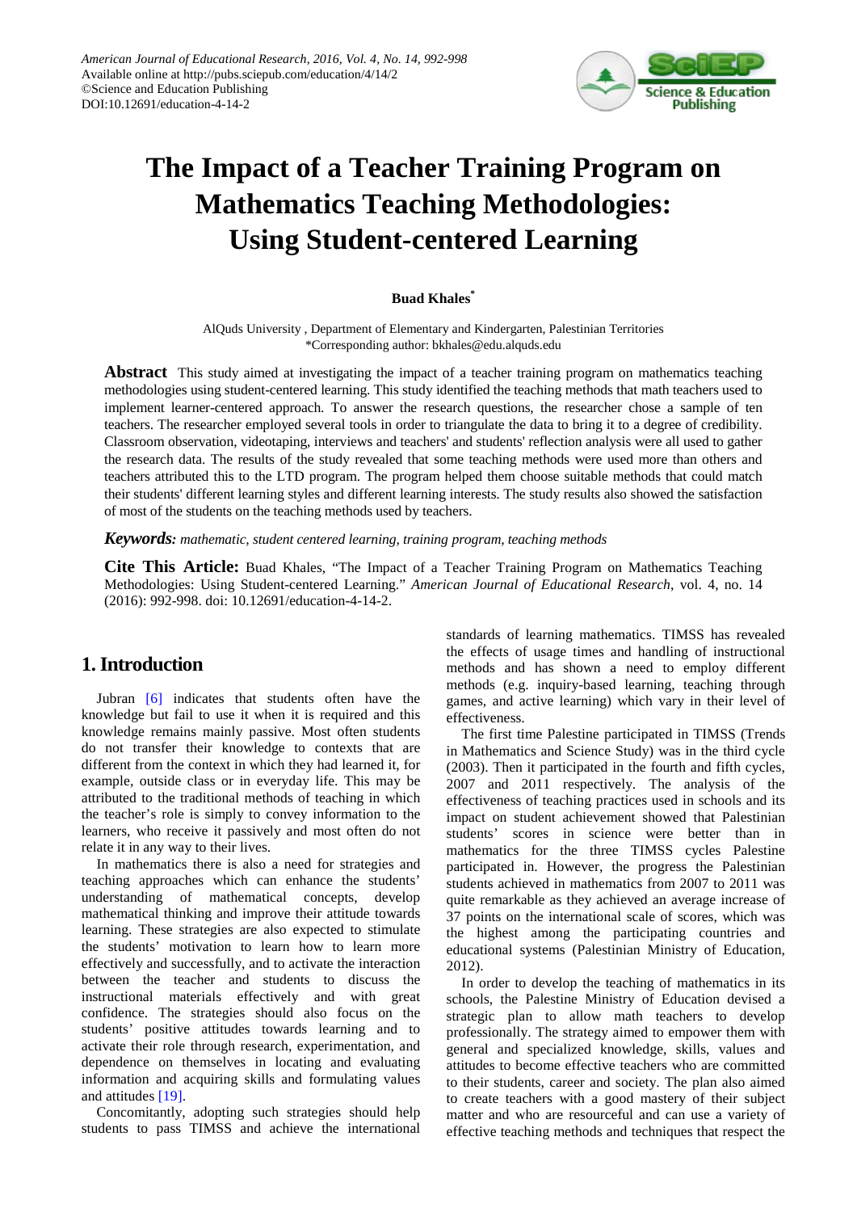# The Impact of a Teacher Training Program on Mathematics Teaching Methodologies: Using Student-centered Learning

**Buad Khales***

AlQuds University , Department of Elementary and Kindergarten, Palestinian Territories
*Corresponding author: bkhales@edu.alquds.edu

**Abstract** This study aimed at investigating the impact of a teacher training program on mathematics teaching methodologies using student-centered learning. This study identified the teaching methods that math teachers used to implement learner-centered approach. To answer the research questions, the researcher chose a sample of ten teachers. The researcher employed several tools in order to triangulate the data to bring it to a degree of credibility. Classroom observation, videotaping, interviews and teachers' and students' reflection analysis were all used to gather the research data. The results of the study revealed that some teaching methods were used more than others and teachers attributed this to the LTD program. The program helped them choose suitable methods that could match their students' different learning styles and different learning interests. The study results also showed the satisfaction of most of the students on the teaching methods used by teachers.

***Keywords:*** *mathematic, student centered learning, training program, teaching methods*

**Cite This Article:** Buad Khales, "The Impact of a Teacher Training Program on Mathematics Teaching Methodologies: Using Student-centered Learning." *American Journal of Educational Research*, vol. 4, no. 14 (2016): 992-998. doi: 10.12691/education-4-14-2.

## 1. Introduction

Jubran [6] indicates that students often have the knowledge but fail to use it when it is required and this knowledge remains mainly passive. Most often students do not transfer their knowledge to contexts that are different from the context in which they had learned it, for example, outside class or in everyday life. This may be attributed to the traditional methods of teaching in which the teacher's role is simply to convey information to the learners, who receive it passively and most often do not relate it in any way to their lives.

In mathematics there is also a need for strategies and teaching approaches which can enhance the students' understanding of mathematical concepts, develop mathematical thinking and improve their attitude towards learning. These strategies are also expected to stimulate the students' motivation to learn how to learn more effectively and successfully, and to activate the interaction between the teacher and students to discuss the instructional materials effectively and with great confidence. The strategies should also focus on the students' positive attitudes towards learning and to activate their role through research, experimentation, and dependence on themselves in locating and evaluating information and acquiring skills and formulating values and attitudes [19].

Concomitantly, adopting such strategies should help students to pass TIMSS and achieve the international standards of learning mathematics. TIMSS has revealed the effects of usage times and handling of instructional methods and has shown a need to employ different methods (e.g. inquiry-based learning, teaching through games, and active learning) which vary in their level of effectiveness.

The first time Palestine participated in TIMSS (Trends in Mathematics and Science Study) was in the third cycle (2003). Then it participated in the fourth and fifth cycles, 2007 and 2011 respectively. The analysis of the effectiveness of teaching practices used in schools and its impact on student achievement showed that Palestinian students' scores in science were better than in mathematics for the three TIMSS cycles Palestine participated in. However, the progress the Palestinian students achieved in mathematics from 2007 to 2011 was quite remarkable as they achieved an average increase of 37 points on the international scale of scores, which was the highest among the participating countries and educational systems (Palestinian Ministry of Education, 2012).

In order to develop the teaching of mathematics in its schools, the Palestine Ministry of Education devised a strategic plan to allow math teachers to develop professionally. The strategy aimed to empower them with general and specialized knowledge, skills, values and attitudes to become effective teachers who are committed to their students, career and society. The plan also aimed to create teachers with a good mastery of their subject matter and who are resourceful and can use a variety of effective teaching methods and techniques that respect the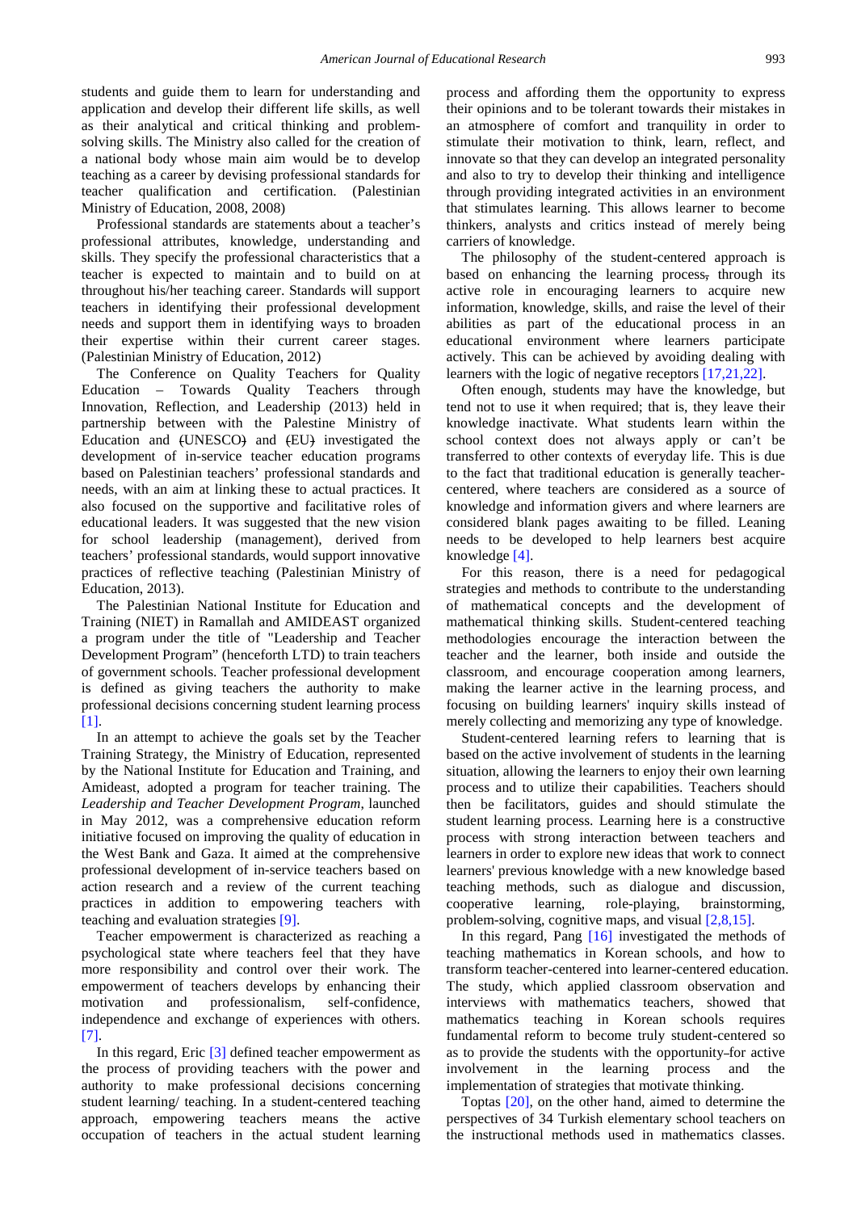students and guide them to learn for understanding and application and develop their different life skills, as well as their analytical and critical thinking and problem-solving skills. The Ministry also called for the creation of a national body whose main aim would be to develop teaching as a career by devising professional standards for teacher qualification and certification. (Palestinian Ministry of Education, 2008, 2008)

Professional standards are statements about a teacher's professional attributes, knowledge, understanding and skills. They specify the professional characteristics that a teacher is expected to maintain and to build on at throughout his/her teaching career. Standards will support teachers in identifying their professional development needs and support them in identifying ways to broaden their expertise within their current career stages. (Palestinian Ministry of Education, 2012)

The Conference on Quality Teachers for Quality Education – Towards Quality Teachers through Innovation, Reflection, and Leadership (2013) held in partnership between with the Palestine Ministry of Education and (UNESCO) and (EU) investigated the development of in-service teacher education programs based on Palestinian teachers' professional standards and needs, with an aim at linking these to actual practices. It also focused on the supportive and facilitative roles of educational leaders. It was suggested that the new vision for school leadership (management), derived from teachers' professional standards, would support innovative practices of reflective teaching (Palestinian Ministry of Education, 2013).

The Palestinian National Institute for Education and Training (NIET) in Ramallah and AMIDEAST organized a program under the title of "Leadership and Teacher Development Program" (henceforth LTD) to train teachers of government schools. Teacher professional development is defined as giving teachers the authority to make professional decisions concerning student learning process [1].

In an attempt to achieve the goals set by the Teacher Training Strategy, the Ministry of Education, represented by the National Institute for Education and Training, and Amideast, adopted a program for teacher training. The *Leadership and Teacher Development Program*, launched in May 2012, was a comprehensive education reform initiative focused on improving the quality of education in the West Bank and Gaza. It aimed at the comprehensive professional development of in-service teachers based on action research and a review of the current teaching practices in addition to empowering teachers with teaching and evaluation strategies [9].

Teacher empowerment is characterized as reaching a psychological state where teachers feel that they have more responsibility and control over their work. The empowerment of teachers develops by enhancing their motivation and professionalism, self-confidence, independence and exchange of experiences with others. [7].

In this regard, Eric [3] defined teacher empowerment as the process of providing teachers with the power and authority to make professional decisions concerning student learning/ teaching. In a student-centered teaching approach, empowering teachers means the active occupation of teachers in the actual student learning process and affording them the opportunity to express their opinions and to be tolerant towards their mistakes in an atmosphere of comfort and tranquility in order to stimulate their motivation to think, learn, reflect, and innovate so that they can develop an integrated personality and also to try to develop their thinking and intelligence through providing integrated activities in an environment that stimulates learning. This allows learner to become thinkers, analysts and critics instead of merely being carriers of knowledge.

The philosophy of the student-centered approach is based on enhancing the learning process, through its active role in encouraging learners to acquire new information, knowledge, skills, and raise the level of their abilities as part of the educational process in an educational environment where learners participate actively. This can be achieved by avoiding dealing with learners with the logic of negative receptors [17,21,22].

Often enough, students may have the knowledge, but tend not to use it when required; that is, they leave their knowledge inactivate. What students learn within the school context does not always apply or can't be transferred to other contexts of everyday life. This is due to the fact that traditional education is generally teacher-centered, where teachers are considered as a source of knowledge and information givers and where learners are considered blank pages awaiting to be filled. Leaning needs to be developed to help learners best acquire knowledge [4].

For this reason, there is a need for pedagogical strategies and methods to contribute to the understanding of mathematical concepts and the development of mathematical thinking skills. Student-centered teaching methodologies encourage the interaction between the teacher and the learner, both inside and outside the classroom, and encourage cooperation among learners, making the learner active in the learning process, and focusing on building learners' inquiry skills instead of merely collecting and memorizing any type of knowledge.

Student-centered learning refers to learning that is based on the active involvement of students in the learning situation, allowing the learners to enjoy their own learning process and to utilize their capabilities. Teachers should then be facilitators, guides and should stimulate the student learning process. Learning here is a constructive process with strong interaction between teachers and learners in order to explore new ideas that work to connect learners' previous knowledge with a new knowledge based teaching methods, such as dialogue and discussion, cooperative learning, role-playing, brainstorming, problem-solving, cognitive maps, and visual [2,8,15].

In this regard, Pang [16] investigated the methods of teaching mathematics in Korean schools, and how to transform teacher-centered into learner-centered education. The study, which applied classroom observation and interviews with mathematics teachers, showed that mathematics teaching in Korean schools requires fundamental reform to become truly student-centered so as to provide the students with the opportunity for active involvement in the learning process and the implementation of strategies that motivate thinking.

Toptas [20], on the other hand, aimed to determine the perspectives of 34 Turkish elementary school teachers on the instructional methods used in mathematics classes.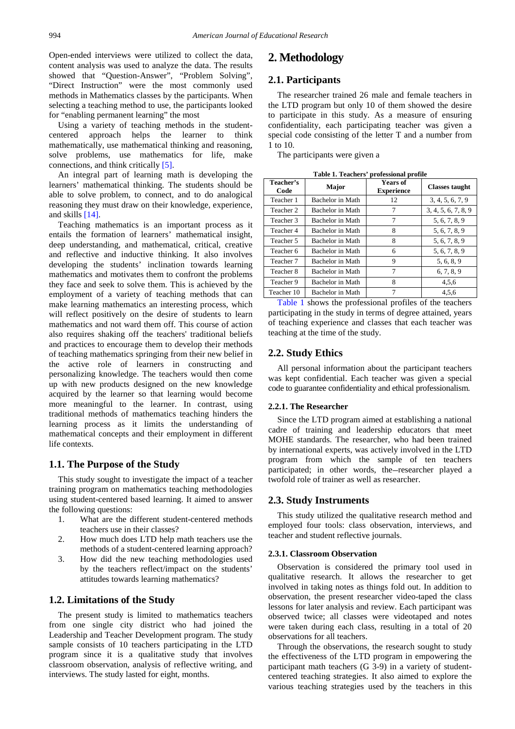Open-ended interviews were utilized to collect the data, content analysis was used to analyze the data. The results showed that "Question-Answer", "Problem Solving", "Direct Instruction" were the most commonly used methods in Mathematics classes by the participants. When selecting a teaching method to use, the participants looked for "enabling permanent learning" the most

Using a variety of teaching methods in the student-centered approach helps the learner to think mathematically, use mathematical thinking and reasoning, solve problems, use mathematics for life, make connections, and think critically [5].

An integral part of learning math is developing the learners' mathematical thinking. The students should be able to solve problem, to connect, and to do analogical reasoning they must draw on their knowledge, experience, and skills [14].

Teaching mathematics is an important process as it entails the formation of learners' mathematical insight, deep understanding, and mathematical, critical, creative and reflective and inductive thinking. It also involves developing the students' inclination towards learning mathematics and motivates them to confront the problems they face and seek to solve them. This is achieved by the employment of a variety of teaching methods that can make learning mathematics an interesting process, which will reflect positively on the desire of students to learn mathematics and not ward them off. This course of action also requires shaking off the teachers' traditional beliefs and practices to encourage them to develop their methods of teaching mathematics springing from their new belief in the active role of learners in constructing and personalizing knowledge. The teachers would then come up with new products designed on the new knowledge acquired by the learner so that learning would become more meaningful to the learner. In contrast, using traditional methods of mathematics teaching hinders the learning process as it limits the understanding of mathematical concepts and their employment in different life contexts.

## 1.1. The Purpose of the Study

This study sought to investigate the impact of a teacher training program on mathematics teaching methodologies using student-centered based learning. It aimed to answer the following questions:

1. What are the different student-centered methods teachers use in their classes?
2. How much does LTD help math teachers use the methods of a student-centered learning approach?
3. How did the new teaching methodologies used by the teachers reflect/impact on the students' attitudes towards learning mathematics?

## 1.2. Limitations of the Study

The present study is limited to mathematics teachers from one single city district who had joined the Leadership and Teacher Development program. The study sample consists of 10 teachers participating in the LTD program since it is a qualitative study that involves classroom observation, analysis of reflective writing, and interviews. The study lasted for eight, months.

# 2. Methodology

## 2.1. Participants

The researcher trained 26 male and female teachers in the LTD program but only 10 of them showed the desire to participate in this study. As a measure of ensuring confidentiality, each participating teacher was given a special code consisting of the letter T and a number from 1 to 10.

The participants were given a

**Table 1. Teachers' professional profile**

| Teacher's Code | Major | Years of Experience | Classes taught |
|---|---|---|---|
| Teacher 1 | Bachelor in Math | 12 | 3, 4, 5, 6, 7, 9 |
| Teacher 2 | Bachelor in Math | 7 | 3, 4, 5, 6, 7, 8, 9 |
| Teacher 3 | Bachelor in Math | 7 | 5, 6, 7, 8, 9 |
| Teacher 4 | Bachelor in Math | 8 | 5, 6, 7, 8, 9 |
| Teacher 5 | Bachelor in Math | 8 | 5, 6, 7, 8, 9 |
| Teacher 6 | Bachelor in Math | 6 | 5, 6, 7, 8, 9 |
| Teacher 7 | Bachelor in Math | 9 | 5, 6, 8, 9 |
| Teacher 8 | Bachelor in Math | 7 | 6, 7, 8, 9 |
| Teacher 9 | Bachelor in Math | 8 | 4,5,6 |
| Teacher 10 | Bachelor in Math | 7 | 4,5,6 |

Table 1 shows the professional profiles of all the teachers participating in the study in terms of degree attained, years of teaching experience and classes that each teacher was teaching at the time of the study.

## 2.2. Study Ethics

All personal information about the participant teachers was kept confidential. Each teacher was given a special code to guarantee confidentiality and ethical professionalism.

### 2.2.1. The Researcher

Since the LTD program aimed at establishing a national cadre of training and leadership educators that meet MOHE standards. The researcher, who had been trained by international experts, was actively involved in the LTD program from which the sample of ten teachers participated; in other words, the–researcher played a twofold role of trainer as well as researcher.

## 2.3. Study Instruments

This study utilized the qualitative research method and employed four tools: class observation, interviews, and teacher and student reflective journals.

### 2.3.1. Classroom Observation

Observation is considered the primary tool used in qualitative research. It allows the researcher to get involved in taking notes as things fold out. In addition to observation, the present researcher video-taped the class lessons for later analysis and review. Each participant was observed twice; all classes were videotaped and notes were taken during each class, resulting in a total of 20 observations for all teachers.

Through the observations, the research sought to study the effectiveness of the LTD program in empowering the participant math teachers (G 3-9) in a variety of student-centered teaching strategies. It also aimed to explore the various teaching strategies used by the teachers in this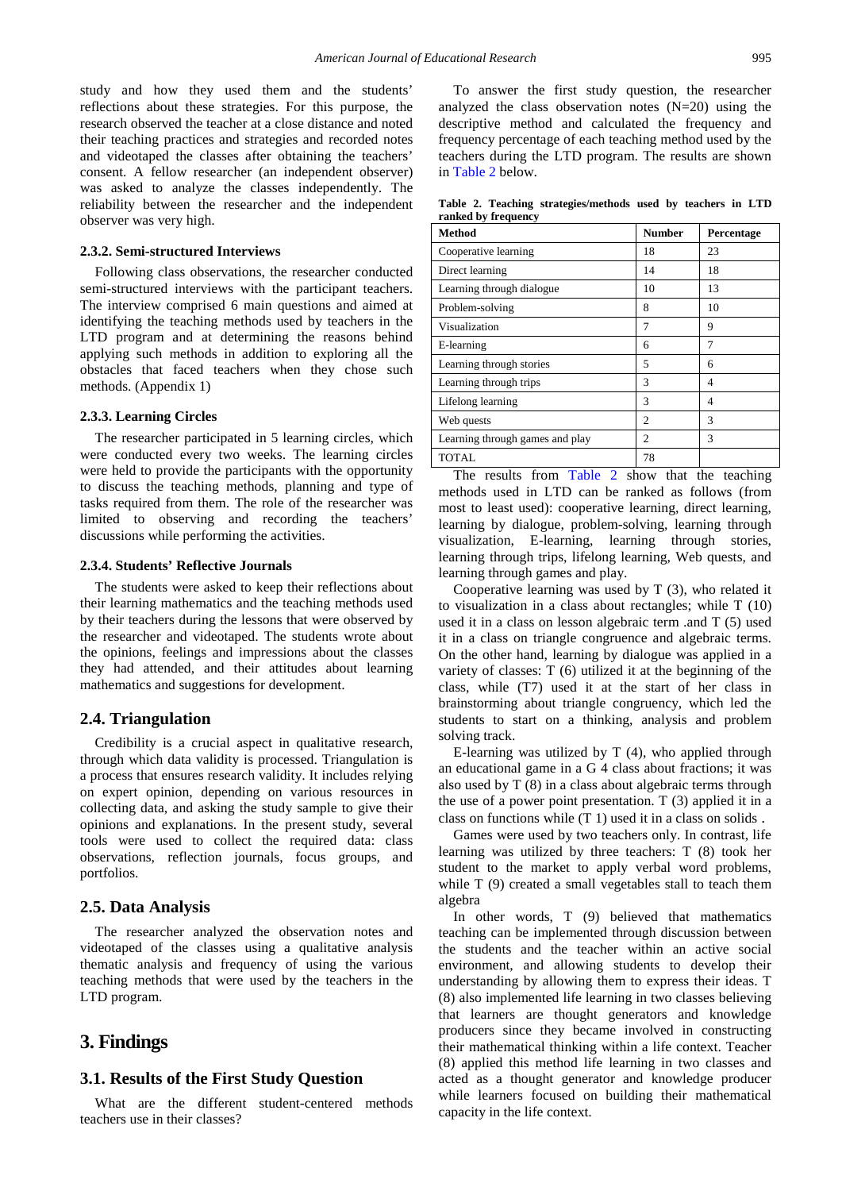study and how they used them and the students' reflections about these strategies. For this purpose, the research observed the teacher at a close distance and noted their teaching practices and strategies and recorded notes and videotaped the classes after obtaining the teachers' consent. A fellow researcher (an independent observer) was asked to analyze the classes independently. The reliability between the researcher and the independent observer was very high.

#### 2.3.2. Semi-structured Interviews

Following class observations, the researcher conducted semi-structured interviews with the participant teachers. The interview comprised 6 main questions and aimed at identifying the teaching methods used by teachers in the LTD program and at determining the reasons behind applying such methods in addition to exploring all the obstacles that faced teachers when they chose such methods. (Appendix 1)

#### 2.3.3. Learning Circles

The researcher participated in 5 learning circles, which were conducted every two weeks. The learning circles were held to provide the participants with the opportunity to discuss the teaching methods, planning and type of tasks required from them. The role of the researcher was limited to observing and recording the teachers' discussions while performing the activities.

#### 2.3.4. Students' Reflective Journals

The students were asked to keep their reflections about their learning mathematics and the teaching methods used by their teachers during the lessons that were observed by the researcher and videotaped. The students wrote about the opinions, feelings and impressions about the classes they had attended, and their attitudes about learning mathematics and suggestions for development.

### 2.4. Triangulation

Credibility is a crucial aspect in qualitative research, through which data validity is processed. Triangulation is a process that ensures research validity. It includes relying on expert opinion, depending on various resources in collecting data, and asking the study sample to give their opinions and explanations. In the present study, several tools were used to collect the required data: class observations, reflection journals, focus groups, and portfolios.

### 2.5. Data Analysis

The researcher analyzed the observation notes and videotaped of the classes using a qualitative analysis thematic analysis and frequency of using the various teaching methods that were used by the teachers in the LTD program.

## 3. Findings

### 3.1. Results of the First Study Question

What are the different student-centered methods teachers use in their classes?

To answer the first study question, the researcher analyzed the class observation notes (N=20) using the descriptive method and calculated the frequency and frequency percentage of each teaching method used by the teachers during the LTD program. The results are shown in Table 2 below.

**Table 2. Teaching strategies/methods used by teachers in LTD ranked by frequency**

| Method | Number | Percentage |
|---|---|---|
| Cooperative learning | 18 | 23 |
| Direct learning | 14 | 18 |
| Learning through dialogue | 10 | 13 |
| Problem-solving | 8 | 10 |
| Visualization | 7 | 9 |
| E-learning | 6 | 7 |
| Learning through stories | 5 | 6 |
| Learning through trips | 3 | 4 |
| Lifelong learning | 3 | 4 |
| Web quests | 2 | 3 |
| Learning through games and play | 2 | 3 |
| TOTAL | 78 | |

The results from Table 2 show that the teaching methods used in LTD can be ranked as follows (from most to least used): cooperative learning, direct learning, learning by dialogue, problem-solving, learning through visualization, E-learning, learning through stories, learning through trips, lifelong learning, Web quests, and learning through games and play.

Cooperative learning was used by T (3), who related it to visualization in a class about rectangles; while T (10) used it in a class on lesson algebraic term .and T (5) used it in a class on triangle congruence and algebraic terms. On the other hand, learning by dialogue was applied in a variety of classes: T (6) utilized it at the beginning of the class, while (T7) used it at the start of her class in brainstorming about triangle congruency, which led the students to start on a thinking, analysis and problem solving track.

E-learning was utilized by T (4), who applied through an educational game in a G 4 class about fractions; it was also used by T (8) in a class about algebraic terms through the use of a power point presentation. T (3) applied it in a class on functions while (T 1) used it in a class on solids .

Games were used by two teachers only. In contrast, life learning was utilized by three teachers: T (8) took her student to the market to apply verbal word problems, while T (9) created a small vegetables stall to teach them algebra

In other words, T (9) believed that mathematics teaching can be implemented through discussion between the students and the teacher within an active social environment, and allowing students to develop their understanding by allowing them to express their ideas. T (8) also implemented life learning in two classes believing that learners are thought generators and knowledge producers since they became involved in constructing their mathematical thinking within a life context. Teacher (8) applied this method life learning in two classes and acted as a thought generator and knowledge producer while learners focused on building their mathematical capacity in the life context.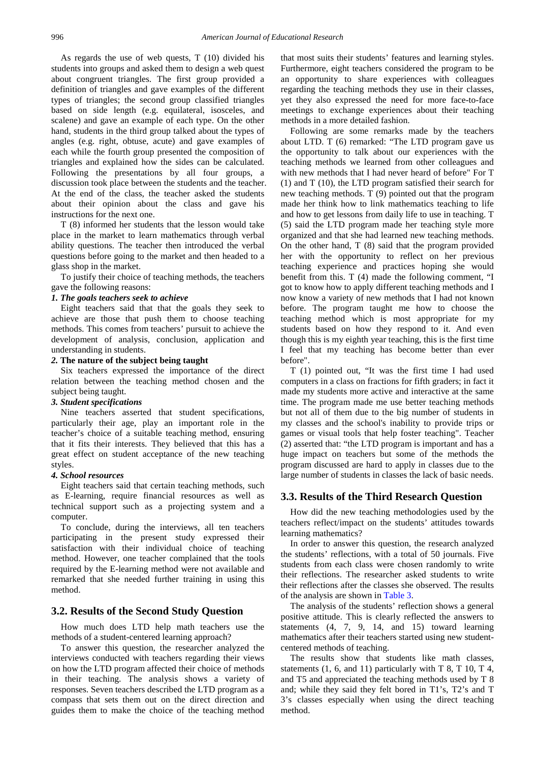As regards the use of web quests, T (10) divided his students into groups and asked them to design a web quest about congruent triangles. The first group provided a definition of triangles and gave examples of the different types of triangles; the second group classified triangles based on side length (e.g. equilateral, isosceles, and scalene) and gave an example of each type. On the other hand, students in the third group talked about the types of angles (e.g. right, obtuse, acute) and gave examples of each while the fourth group presented the composition of triangles and explained how the sides can be calculated. Following the presentations by all four groups, a discussion took place between the students and the teacher. At the end of the class, the teacher asked the students about their opinion about the class and gave his instructions for the next one.

T (8) informed her students that the lesson would take place in the market to learn mathematics through verbal ability questions. The teacher then introduced the verbal questions before going to the market and then headed to a glass shop in the market.

To justify their choice of teaching methods, the teachers gave the following reasons:

***1. The goals teachers seek to achieve***

Eight teachers said that that the goals they seek to achieve are those that push them to choose teaching methods. This comes from teachers' pursuit to achieve the development of analysis, conclusion, application and understanding in students.

***2.* The nature of the subject being taught**

Six teachers expressed the importance of the direct relation between the teaching method chosen and the subject being taught.

***3. Student specifications***

Nine teachers asserted that student specifications, particularly their age, play an important role in the teacher's choice of a suitable teaching method, ensuring that it fits their interests. They believed that this has a great effect on student acceptance of the new teaching styles.

***4. School resources***

Eight teachers said that certain teaching methods, such as E-learning, require financial resources as well as technical support such as a projecting system and a computer.

To conclude, during the interviews, all ten teachers participating in the present study expressed their satisfaction with their individual choice of teaching method. However, one teacher complained that the tools required by the E-learning method were not available and remarked that she needed further training in using this method.

## 3.2. Results of the Second Study Question

How much does LTD help math teachers use the methods of a student-centered learning approach?

To answer this question, the researcher analyzed the interviews conducted with teachers regarding their views on how the LTD program affected their choice of methods in their teaching. The analysis shows a variety of responses. Seven teachers described the LTD program as a compass that sets them out on the direct direction and guides them to make the choice of the teaching method that most suits their students' features and learning styles. Furthermore, eight teachers considered the program to be an opportunity to share experiences with colleagues regarding the teaching methods they use in their classes, yet they also expressed the need for more face-to-face meetings to exchange experiences about their teaching methods in a more detailed fashion.

Following are some remarks made by the teachers about LTD. T (6) remarked: "The LTD program gave us the opportunity to talk about our experiences with the teaching methods we learned from other colleagues and with new methods that I had never heard of before" For T (1) and T (10), the LTD program satisfied their search for new teaching methods. T (9) pointed out that the program made her think how to link mathematics teaching to life and how to get lessons from daily life to use in teaching. T (5) said the LTD program made her teaching style more organized and that she had learned new teaching methods. On the other hand, T (8) said that the program provided her with the opportunity to reflect on her previous teaching experience and practices hoping she would benefit from this. T (4) made the following comment, "I got to know how to apply different teaching methods and I now know a variety of new methods that I had not known before. The program taught me how to choose the teaching method which is most appropriate for my students based on how they respond to it. And even though this is my eighth year teaching, this is the first time I feel that my teaching has become better than ever before".

T (1) pointed out, "It was the first time I had used computers in a class on fractions for fifth graders; in fact it made my students more active and interactive at the same time. The program made me use better teaching methods but not all of them due to the big number of students in my classes and the school's inability to provide trips or games or visual tools that help foster teaching". Teacher (2) asserted that: "the LTD program is important and has a huge impact on teachers but some of the methods the program discussed are hard to apply in classes due to the large number of students in classes the lack of basic needs.

## 3.3. Results of the Third Research Question

How did the new teaching methodologies used by the teachers reflect/impact on the students' attitudes towards learning mathematics?

In order to answer this question, the research analyzed the students' reflections, with a total of 50 journals. Five students from each class were chosen randomly to write their reflections. The researcher asked students to write their reflections after the classes she observed. The results of the analysis are shown in Table 3.

The analysis of the students' reflection shows a general positive attitude. This is clearly reflected the answers to statements (4, 7, 9, 14, and 15) toward learning mathematics after their teachers started using new student-centered methods of teaching.

The results show that students like math classes, statements (1, 6, and 11) particularly with T 8, T 10, T 4, and T5 and appreciated the teaching methods used by T 8 and; while they said they felt bored in T1's, T2's and T 3's classes especially when using the direct teaching method.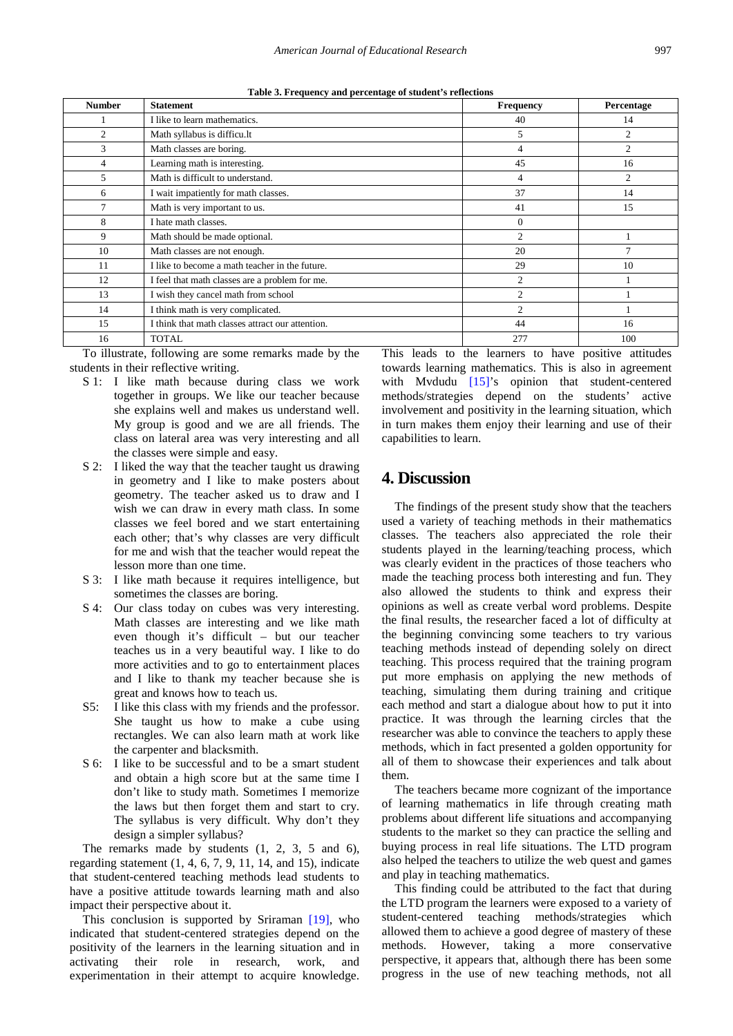**Table 3. Frequency and percentage of student's reflections**

| Number | Statement | Frequency | Percentage |
|---|---|---|---|
| 1 | I like to learn mathematics. | 40 | 14 |
| 2 | Math syllabus is difficu.lt | 5 | 2 |
| 3 | Math classes are boring. | 4 | 2 |
| 4 | Learning math is interesting. | 45 | 16 |
| 5 | Math is difficult to understand. | 4 | 2 |
| 6 | I wait impatiently for math classes. | 37 | 14 |
| 7 | Math is very important to us. | 41 | 15 |
| 8 | I hate math classes. | 0 | |
| 9 | Math should be made optional. | 2 | 1 |
| 10 | Math classes are not enough. | 20 | 7 |
| 11 | I like to become a math teacher in the future. | 29 | 10 |
| 12 | I feel that math classes are a problem for me. | 2 | 1 |
| 13 | I wish they cancel math from school | 2 | 1 |
| 14 | I think math is very complicated. | 2 | 1 |
| 15 | I think that math classes attract our attention. | 44 | 16 |
| 16 | TOTAL | 277 | 100 |

To illustrate, following are some remarks made by the students in their reflective writing.

- S 1: I like math because during class we work together in groups. We like our teacher because she explains well and makes us understand well. My group is good and we are all friends. The class on lateral area was very interesting and all the classes were simple and easy.
- S 2: I liked the way that the teacher taught us drawing in geometry and I like to make posters about geometry. The teacher asked us to draw and I wish we can draw in every math class. In some classes we feel bored and we start entertaining each other; that's why classes are very difficult for me and wish that the teacher would repeat the lesson more than one time.
- S 3: I like math because it requires intelligence, but sometimes the classes are boring.
- S 4: Our class today on cubes was very interesting. Math classes are interesting and we like math even though it's difficult – but our teacher teaches us in a very beautiful way. I like to do more activities and to go to entertainment places and I like to thank my teacher because she is great and knows how to teach us.
- S5: I like this class with my friends and the professor. She taught us how to make a cube using rectangles. We can also learn math at work like the carpenter and blacksmith.
- S 6: I like to be successful and to be a smart student and obtain a high score but at the same time I don't like to study math. Sometimes I memorize the laws but then forget them and start to cry. The syllabus is very difficult. Why don't they design a simpler syllabus?

The remarks made by students (1, 2, 3, 5 and 6), regarding statement (1, 4, 6, 7, 9, 11, 14, and 15), indicate that student-centered teaching methods lead students to have a positive attitude towards learning math and also impact their perspective about it.

This conclusion is supported by Sriraman [19], who indicated that student-centered strategies depend on the positivity of the learners in the learning situation and in activating their role in research, work, and experimentation in their attempt to acquire knowledge. This leads to the learners to have positive attitudes towards learning mathematics. This is also in agreement with Mvdudu [15]'s opinion that student-centered methods/strategies depend on the students' active involvement and positivity in the learning situation, which in turn makes them enjoy their learning and use of their capabilities to learn.

## 4. Discussion

The findings of the present study show that the teachers used a variety of teaching methods in their mathematics classes. The teachers also appreciated the role their students played in the learning/teaching process, which was clearly evident in the practices of those teachers who made the teaching process both interesting and fun. They also allowed the students to think and express their opinions as well as create verbal word problems. Despite the final results, the researcher faced a lot of difficulty at the beginning convincing some teachers to try various teaching methods instead of depending solely on direct teaching. This process required that the training program put more emphasis on applying the new methods of teaching, simulating them during training and critique each method and start a dialogue about how to put it into practice. It was through the learning circles that the researcher was able to convince the teachers to apply these methods, which in fact presented a golden opportunity for all of them to showcase their experiences and talk about them.

The teachers became more cognizant of the importance of learning mathematics in life through creating math problems about different life situations and accompanying students to the market so they can practice the selling and buying process in real life situations. The LTD program also helped the teachers to utilize the web quest and games and play in teaching mathematics.

This finding could be attributed to the fact that during the LTD program the learners were exposed to a variety of student-centered teaching methods/strategies which allowed them to achieve a good degree of mastery of these methods. However, taking a more conservative perspective, it appears that, although there has been some progress in the use of new teaching methods, not all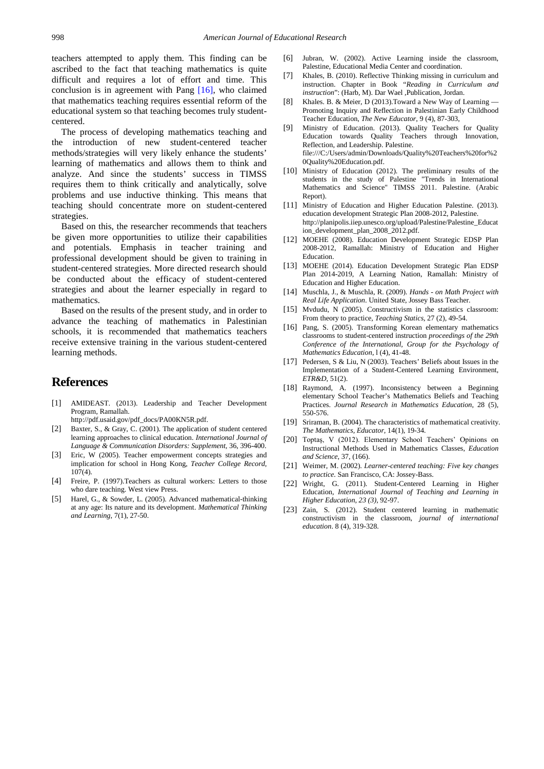teachers attempted to apply them. This finding can be ascribed to the fact that teaching mathematics is quite difficult and requires a lot of effort and time. This conclusion is in agreement with Pang [16], who claimed that mathematics teaching requires essential reform of the educational system so that teaching becomes truly student-centered.

The process of developing mathematics teaching and the introduction of new student-centered teacher methods/strategies will very likely enhance the students' learning of mathematics and allows them to think and analyze. And since the students' success in TIMSS requires them to think critically and analytically, solve problems and use inductive thinking. This means that teaching should concentrate more on student-centered strategies.

Based on this, the researcher recommends that teachers be given more opportunities to utilize their capabilities and potentials. Emphasis in teacher training and professional development should be given to training in student-centered strategies. More directed research should be conducted about the efficacy of student-centered strategies and about the learner especially in regard to mathematics.

Based on the results of the present study, and in order to advance the teaching of mathematics in Palestinian schools, it is recommended that mathematics teachers receive extensive training in the various student-centered learning methods.

# References

[1] AMIDEAST. (2013). Leadership and Teacher Development Program, Ramallah. http://pdf.usaid.gov/pdf_docs/PA00KN5R.pdf.

[2] Baxter, S., & Gray, C. (2001). The application of student centered learning approaches to clinical education. *International Journal of Language & Communication Disorders: Supplement*, 36, 396-400.

[3] Eric, W (2005). Teacher empowerment concepts strategies and implication for school in Hong Kong, *Teacher College Record*, 107(4).

[4] Freire, P. (1997).Teachers as cultural workers: Letters to those who dare teaching. West view Press.

[5] Harel, G., & Sowder, L. (2005). Advanced mathematical-thinking at any age: Its nature and its development. *Mathematical Thinking and Learning*, 7(1), 27-50.

[6] Jubran, W. (2002). Active Learning inside the classroom, Palestine, Educational Media Center and coordination.

[7] Khales, B. (2010). Reflective Thinking missing in curriculum and instruction. Chapter in Book "*Reading in Curriculum and instruction*": (Harb, M). Dar Wael ,Publication, Jordan.

[8] Khales. B. & Meier, D (2013).Toward a New Way of Learning — Promoting Inquiry and Reflection in Palestinian Early Childhood Teacher Education, *The New Educator*, 9 (4), 87-303,

[9] Ministry of Education. (2013). Quality Teachers for Quality Education towards Quality Teachers through Innovation, Reflection, and Leadership. Palestine. file:///C:/Users/admin/Downloads/Quality%20Teachers%20for%20Quality%20Education.pdf.

[10] Ministry of Education (2012). The preliminary results of the students in the study of Palestine "Trends in International Mathematics and Science" TIMSS 2011. Palestine. (Arabic Report).

[11] Ministry of Education and Higher Education Palestine. (2013). education development Strategic Plan 2008-2012, Palestine. http://planipolis.iiep.unesco.org/upload/Palestine/Palestine_Education_development_plan_2008_2012.pdf.

[12] MOEHE (2008). Education Development Strategic EDSP Plan 2008-2012, Ramallah: Ministry of Education and Higher Education.

[13] MOEHE (2014). Education Development Strategic Plan EDSP Plan 2014-2019, A Learning Nation, Ramallah: Ministry of Education and Higher Education.

[14] Muschla, J., & Muschla, R. (2009). *Hands - on Math Project with Real Life Application*. United State, Jossey Bass Teacher.

[15] Mvdudu, N (2005). Constructivism in the statistics classroom: From theory to practice, *Teaching Statics*, 27 (2), 49-54.

[16] Pang, S. (2005). Transforming Korean elementary mathematics classrooms to student-centered instruction *proceedings of the 29th Conference of the International, Group for the Psychology of Mathematics Education*, l (4), 41-48.

[17] Pedersen, S & Liu, N (2003). Teachers' Beliefs about Issues in the Implementation of a Student-Centered Learning Environment, *ETR&D*, 51(2).

[18] Raymond, A. (1997). Inconsistency between a Beginning elementary School Teacher's Mathematics Beliefs and Teaching Practices. *Journal Research in Mathematics Education*, 28 (5), 550-576.

[19] Sriraman, B. (2004). The characteristics of mathematical creativity. *The Mathematics, Educator*, 14(1), 19-34.

[20] Toptaş, V (2012). Elementary School Teachers' Opinions on Instructional Methods Used in Mathematics Classes, *Education and Science*, 37, (166).

[21] Weimer, M. (2002). *Learner-centered teaching: Five key changes to practice*. San Francisco, CA: Jossey-Bass.

[22] Wright, G. (2011). Student-Centered Learning in Higher Education, *International Journal of Teaching and Learning in Higher Education, 23 (3)*, 92-97.

[23] Zain, S. (2012). Student centered learning in mathematic constructivism in the classroom, *journal of international education*. 8 (4), 319-328.